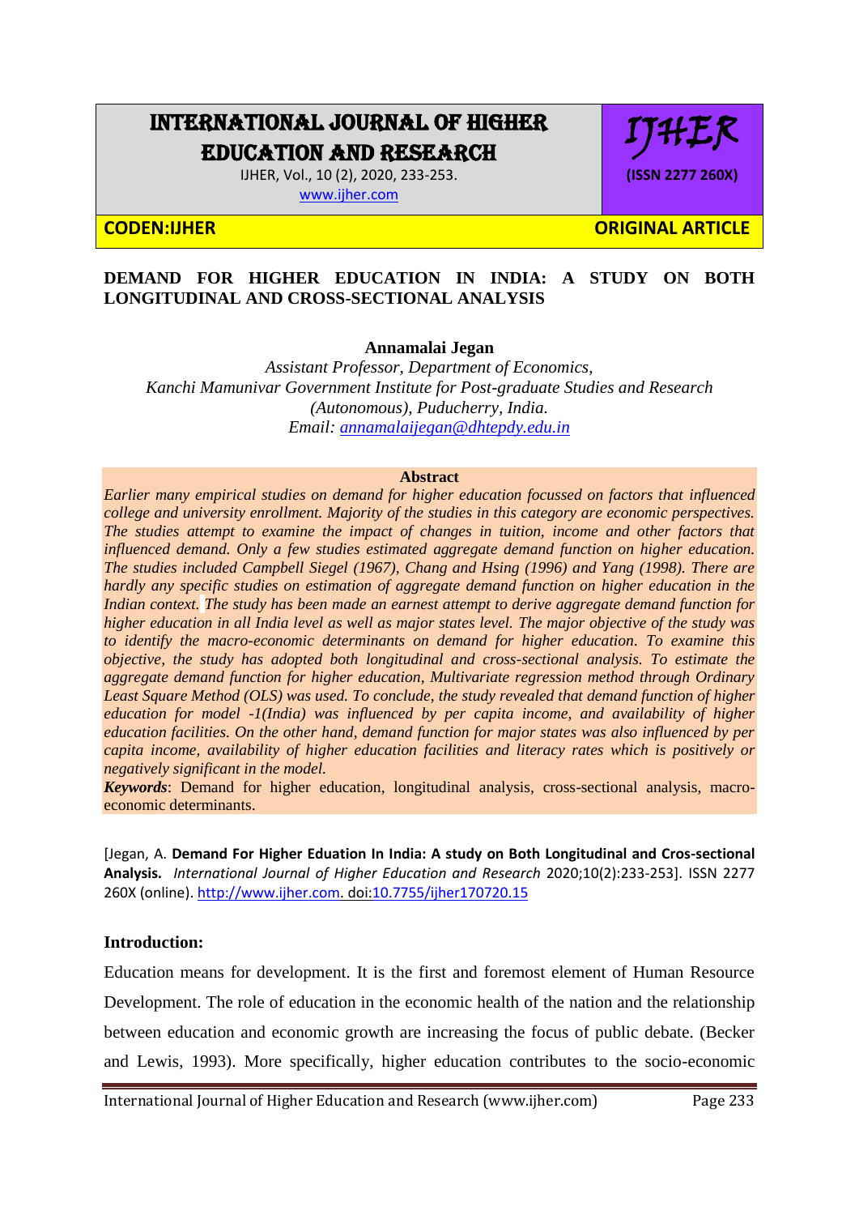# INTERNATIONAL JOURNAL OF HIGHER EDUCATION AND RESEARCH

IJHER, Vol., 10 (2), 2020, 233-253.
www.ijher.com

IJHER (ISSN 2277 260X)

**CODEN:IJHER** **ORIGINAL ARTICLE**

## DEMAND FOR HIGHER EDUCATION IN INDIA: A STUDY ON BOTH LONGITUDINAL AND CROSS-SECTIONAL ANALYSIS

**Annamalai Jegan**

*Assistant Professor, Department of Economics,*
*Kanchi Mamunivar Government Institute for Post-graduate Studies and Research (Autonomous), Puducherry, India.*
*Email: annamalaijegan@dhtepdy.edu.in*

### Abstract

*Earlier many empirical studies on demand for higher education focussed on factors that influenced college and university enrollment. Majority of the studies in this category are economic perspectives. The studies attempt to examine the impact of changes in tuition, income and other factors that influenced demand. Only a few studies estimated aggregate demand function on higher education. The studies included Campbell Siegel (1967), Chang and Hsing (1996) and Yang (1998). There are hardly any specific studies on estimation of aggregate demand function on higher education in the Indian context. The study has been made an earnest attempt to derive aggregate demand function for higher education in all India level as well as major states level. The major objective of the study was to identify the macro-economic determinants on demand for higher education. To examine this objective, the study has adopted both longitudinal and cross-sectional analysis. To estimate the aggregate demand function for higher education, Multivariate regression method through Ordinary Least Square Method (OLS) was used. To conclude, the study revealed that demand function of higher education for model -1(India) was influenced by per capita income, and availability of higher education facilities. On the other hand, demand function for major states was also influenced by per capita income, availability of higher education facilities and literacy rates which is positively or negatively significant in the model.*

***Keywords***: Demand for higher education, longitudinal analysis, cross-sectional analysis, macro-economic determinants.

[Jegan, A. **Demand For Higher Eduation In India: A study on Both Longitudinal and Cros-sectional Analysis.** *International Journal of Higher Education and Research* 2020;10(2):233-253]. ISSN 2277 260X (online). http://www.ijher.com. doi:10.7755/ijher170720.15

### Introduction:

Education means for development. It is the first and foremost element of Human Resource Development. The role of education in the economic health of the nation and the relationship between education and economic growth are increasing the focus of public debate. (Becker and Lewis, 1993). More specifically, higher education contributes to the socio-economic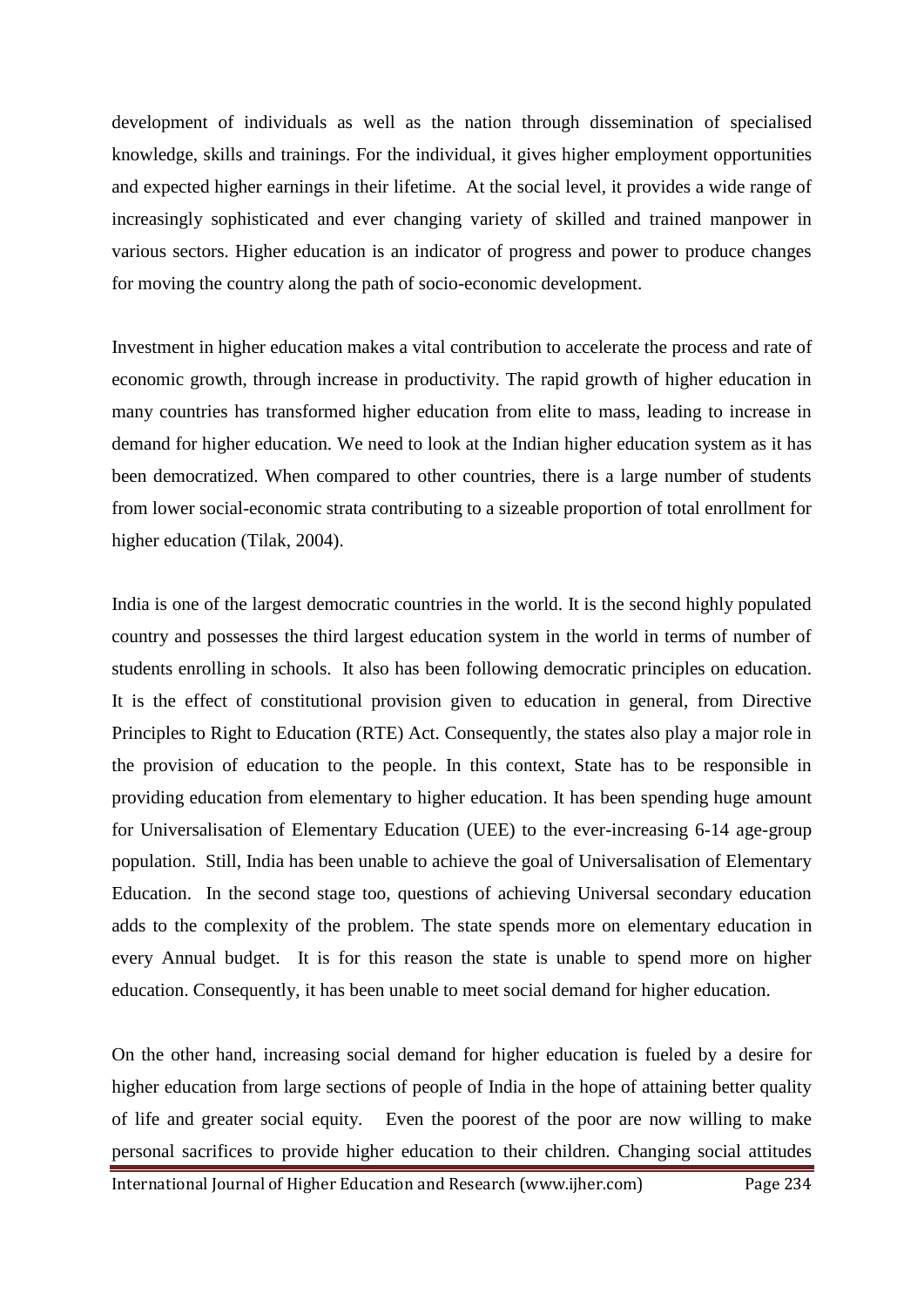development of individuals as well as the nation through dissemination of specialised knowledge, skills and trainings. For the individual, it gives higher employment opportunities and expected higher earnings in their lifetime. At the social level, it provides a wide range of increasingly sophisticated and ever changing variety of skilled and trained manpower in various sectors. Higher education is an indicator of progress and power to produce changes for moving the country along the path of socio-economic development.

Investment in higher education makes a vital contribution to accelerate the process and rate of economic growth, through increase in productivity. The rapid growth of higher education in many countries has transformed higher education from elite to mass, leading to increase in demand for higher education. We need to look at the Indian higher education system as it has been democratized. When compared to other countries, there is a large number of students from lower social-economic strata contributing to a sizeable proportion of total enrollment for higher education (Tilak, 2004).

India is one of the largest democratic countries in the world. It is the second highly populated country and possesses the third largest education system in the world in terms of number of students enrolling in schools. It also has been following democratic principles on education. It is the effect of constitutional provision given to education in general, from Directive Principles to Right to Education (RTE) Act. Consequently, the states also play a major role in the provision of education to the people. In this context, State has to be responsible in providing education from elementary to higher education. It has been spending huge amount for Universalisation of Elementary Education (UEE) to the ever-increasing 6-14 age-group population. Still, India has been unable to achieve the goal of Universalisation of Elementary Education. In the second stage too, questions of achieving Universal secondary education adds to the complexity of the problem. The state spends more on elementary education in every Annual budget. It is for this reason the state is unable to spend more on higher education. Consequently, it has been unable to meet social demand for higher education.

On the other hand, increasing social demand for higher education is fueled by a desire for higher education from large sections of people of India in the hope of attaining better quality of life and greater social equity. Even the poorest of the poor are now willing to make personal sacrifices to provide higher education to their children. Changing social attitudes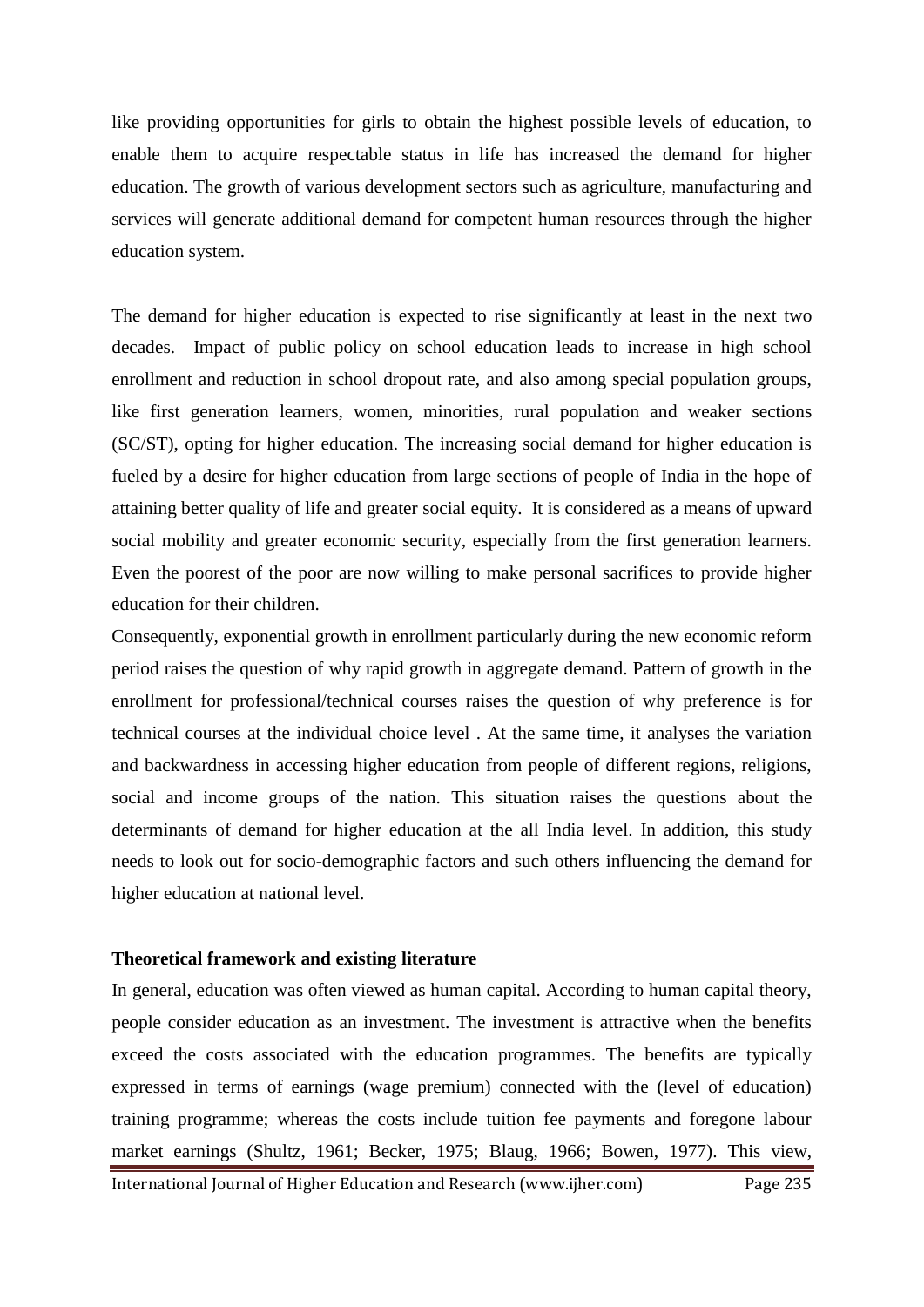like providing opportunities for girls to obtain the highest possible levels of education, to enable them to acquire respectable status in life has increased the demand for higher education. The growth of various development sectors such as agriculture, manufacturing and services will generate additional demand for competent human resources through the higher education system.

The demand for higher education is expected to rise significantly at least in the next two decades. Impact of public policy on school education leads to increase in high school enrollment and reduction in school dropout rate, and also among special population groups, like first generation learners, women, minorities, rural population and weaker sections (SC/ST), opting for higher education. The increasing social demand for higher education is fueled by a desire for higher education from large sections of people of India in the hope of attaining better quality of life and greater social equity. It is considered as a means of upward social mobility and greater economic security, especially from the first generation learners. Even the poorest of the poor are now willing to make personal sacrifices to provide higher education for their children.

Consequently, exponential growth in enrollment particularly during the new economic reform period raises the question of why rapid growth in aggregate demand. Pattern of growth in the enrollment for professional/technical courses raises the question of why preference is for technical courses at the individual choice level . At the same time, it analyses the variation and backwardness in accessing higher education from people of different regions, religions, social and income groups of the nation. This situation raises the questions about the determinants of demand for higher education at the all India level. In addition, this study needs to look out for socio-demographic factors and such others influencing the demand for higher education at national level.

**Theoretical framework and existing literature**

In general, education was often viewed as human capital. According to human capital theory, people consider education as an investment. The investment is attractive when the benefits exceed the costs associated with the education programmes. The benefits are typically expressed in terms of earnings (wage premium) connected with the (level of education) training programme; whereas the costs include tuition fee payments and foregone labour market earnings (Shultz, 1961; Becker, 1975; Blaug, 1966; Bowen, 1977). This view,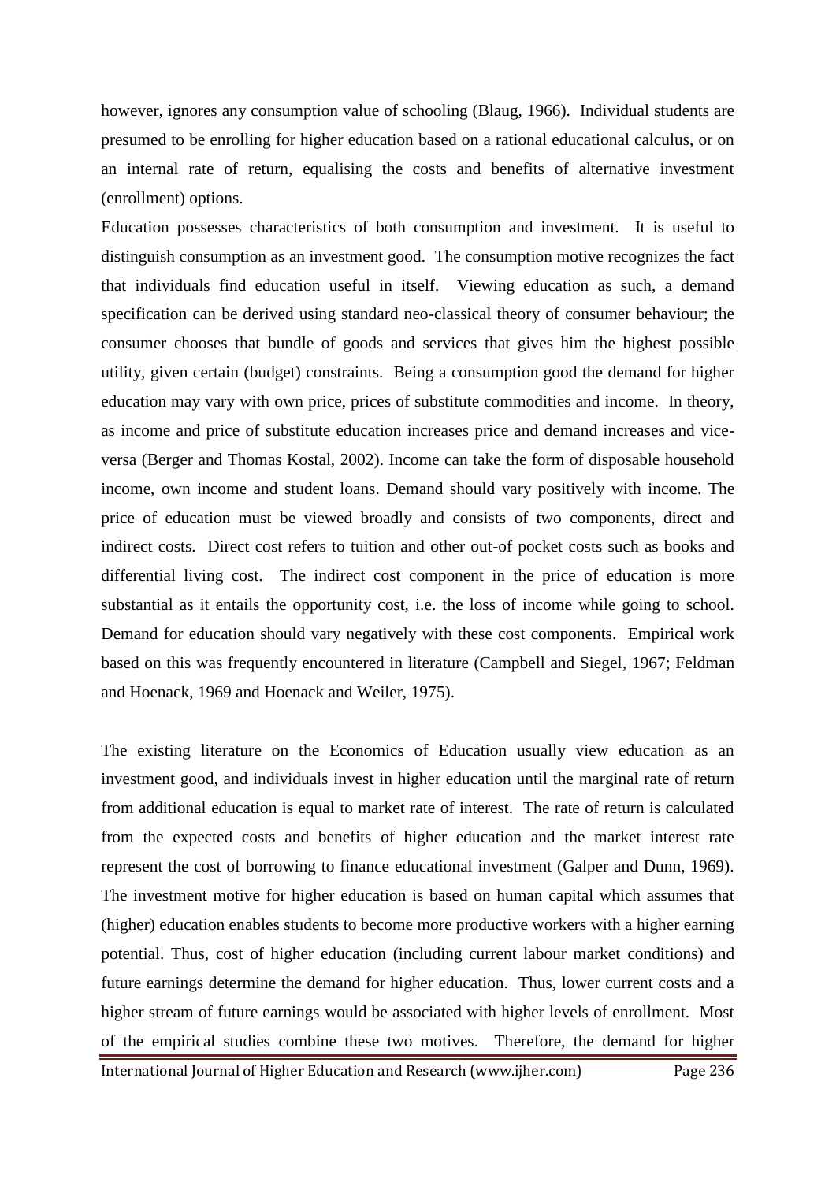however, ignores any consumption value of schooling (Blaug, 1966). Individual students are presumed to be enrolling for higher education based on a rational educational calculus, or on an internal rate of return, equalising the costs and benefits of alternative investment (enrollment) options.

Education possesses characteristics of both consumption and investment. It is useful to distinguish consumption as an investment good. The consumption motive recognizes the fact that individuals find education useful in itself. Viewing education as such, a demand specification can be derived using standard neo-classical theory of consumer behaviour; the consumer chooses that bundle of goods and services that gives him the highest possible utility, given certain (budget) constraints. Being a consumption good the demand for higher education may vary with own price, prices of substitute commodities and income. In theory, as income and price of substitute education increases price and demand increases and vice-versa (Berger and Thomas Kostal, 2002). Income can take the form of disposable household income, own income and student loans. Demand should vary positively with income. The price of education must be viewed broadly and consists of two components, direct and indirect costs. Direct cost refers to tuition and other out-of pocket costs such as books and differential living cost. The indirect cost component in the price of education is more substantial as it entails the opportunity cost, i.e. the loss of income while going to school. Demand for education should vary negatively with these cost components. Empirical work based on this was frequently encountered in literature (Campbell and Siegel, 1967; Feldman and Hoenack, 1969 and Hoenack and Weiler, 1975).

The existing literature on the Economics of Education usually view education as an investment good, and individuals invest in higher education until the marginal rate of return from additional education is equal to market rate of interest. The rate of return is calculated from the expected costs and benefits of higher education and the market interest rate represent the cost of borrowing to finance educational investment (Galper and Dunn, 1969). The investment motive for higher education is based on human capital which assumes that (higher) education enables students to become more productive workers with a higher earning potential. Thus, cost of higher education (including current labour market conditions) and future earnings determine the demand for higher education. Thus, lower current costs and a higher stream of future earnings would be associated with higher levels of enrollment. Most of the empirical studies combine these two motives. Therefore, the demand for higher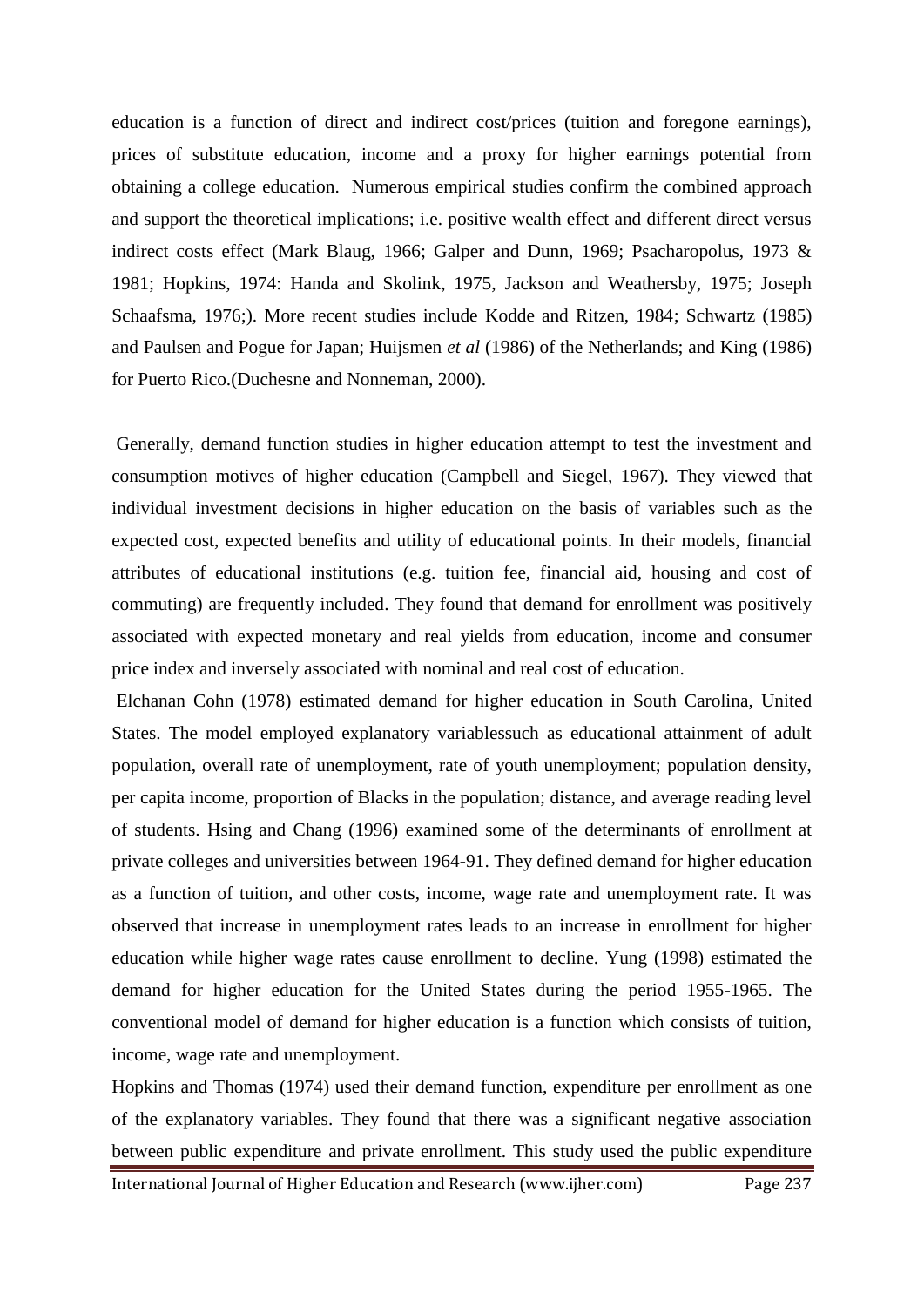education is a function of direct and indirect cost/prices (tuition and foregone earnings), prices of substitute education, income and a proxy for higher earnings potential from obtaining a college education. Numerous empirical studies confirm the combined approach and support the theoretical implications; i.e. positive wealth effect and different direct versus indirect costs effect (Mark Blaug, 1966; Galper and Dunn, 1969; Psacharopolus, 1973 & 1981; Hopkins, 1974: Handa and Skolink, 1975, Jackson and Weathersby, 1975; Joseph Schaafsma, 1976;). More recent studies include Kodde and Ritzen, 1984; Schwartz (1985) and Paulsen and Pogue for Japan; Huijsmen *et al* (1986) of the Netherlands; and King (1986) for Puerto Rico.(Duchesne and Nonneman, 2000).

Generally, demand function studies in higher education attempt to test the investment and consumption motives of higher education (Campbell and Siegel, 1967). They viewed that individual investment decisions in higher education on the basis of variables such as the expected cost, expected benefits and utility of educational points. In their models, financial attributes of educational institutions (e.g. tuition fee, financial aid, housing and cost of commuting) are frequently included. They found that demand for enrollment was positively associated with expected monetary and real yields from education, income and consumer price index and inversely associated with nominal and real cost of education.

Elchanan Cohn (1978) estimated demand for higher education in South Carolina, United States. The model employed explanatory variablessuch as educational attainment of adult population, overall rate of unemployment, rate of youth unemployment; population density, per capita income, proportion of Blacks in the population; distance, and average reading level of students. Hsing and Chang (1996) examined some of the determinants of enrollment at private colleges and universities between 1964-91. They defined demand for higher education as a function of tuition, and other costs, income, wage rate and unemployment rate. It was observed that increase in unemployment rates leads to an increase in enrollment for higher education while higher wage rates cause enrollment to decline. Yung (1998) estimated the demand for higher education for the United States during the period 1955-1965. The conventional model of demand for higher education is a function which consists of tuition, income, wage rate and unemployment.

Hopkins and Thomas (1974) used their demand function, expenditure per enrollment as one of the explanatory variables. They found that there was a significant negative association between public expenditure and private enrollment. This study used the public expenditure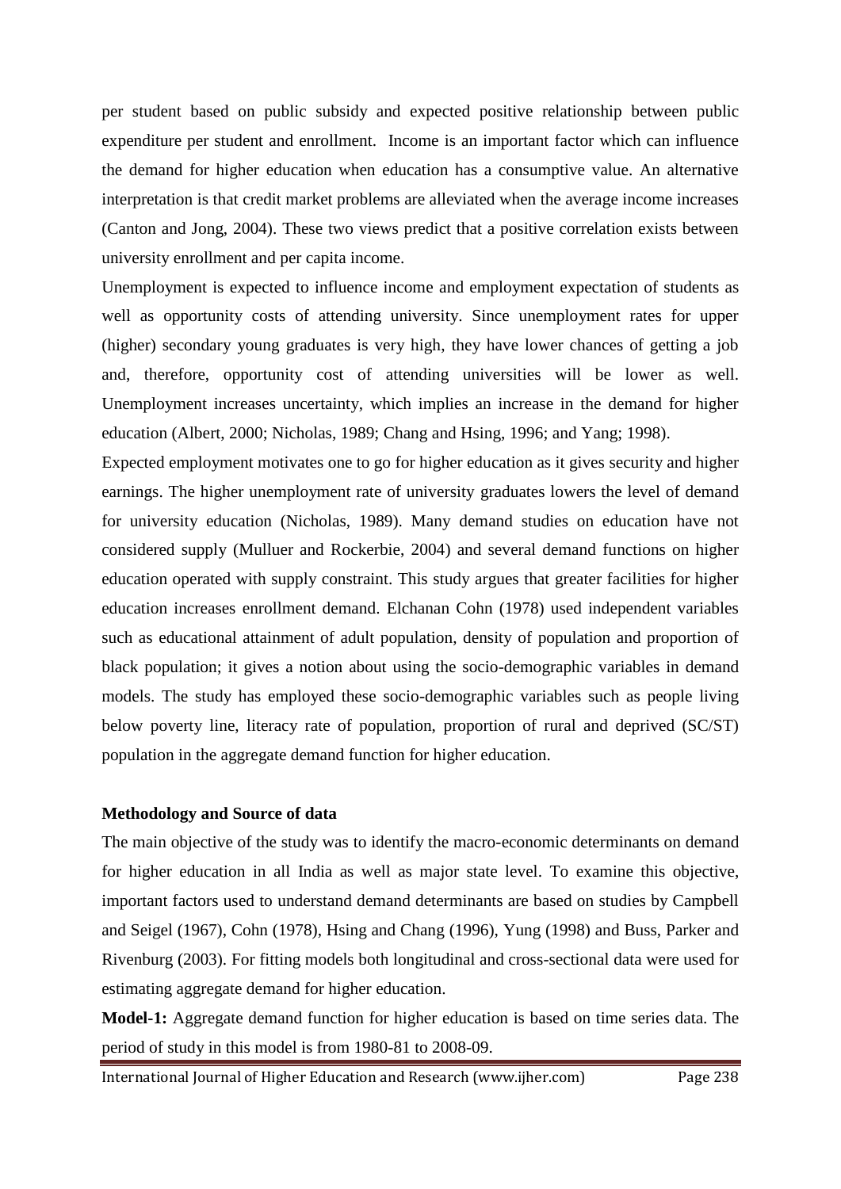per student based on public subsidy and expected positive relationship between public expenditure per student and enrollment. Income is an important factor which can influence the demand for higher education when education has a consumptive value. An alternative interpretation is that credit market problems are alleviated when the average income increases (Canton and Jong, 2004). These two views predict that a positive correlation exists between university enrollment and per capita income.

Unemployment is expected to influence income and employment expectation of students as well as opportunity costs of attending university. Since unemployment rates for upper (higher) secondary young graduates is very high, they have lower chances of getting a job and, therefore, opportunity cost of attending universities will be lower as well. Unemployment increases uncertainty, which implies an increase in the demand for higher education (Albert, 2000; Nicholas, 1989; Chang and Hsing, 1996; and Yang; 1998).

Expected employment motivates one to go for higher education as it gives security and higher earnings. The higher unemployment rate of university graduates lowers the level of demand for university education (Nicholas, 1989). Many demand studies on education have not considered supply (Mulluer and Rockerbie, 2004) and several demand functions on higher education operated with supply constraint. This study argues that greater facilities for higher education increases enrollment demand. Elchanan Cohn (1978) used independent variables such as educational attainment of adult population, density of population and proportion of black population; it gives a notion about using the socio-demographic variables in demand models. The study has employed these socio-demographic variables such as people living below poverty line, literacy rate of population, proportion of rural and deprived (SC/ST) population in the aggregate demand function for higher education.

**Methodology and Source of data**

The main objective of the study was to identify the macro-economic determinants on demand for higher education in all India as well as major state level. To examine this objective, important factors used to understand demand determinants are based on studies by Campbell and Seigel (1967), Cohn (1978), Hsing and Chang (1996), Yung (1998) and Buss, Parker and Rivenburg (2003). For fitting models both longitudinal and cross-sectional data were used for estimating aggregate demand for higher education.

**Model-1:** Aggregate demand function for higher education is based on time series data. The period of study in this model is from 1980-81 to 2008-09.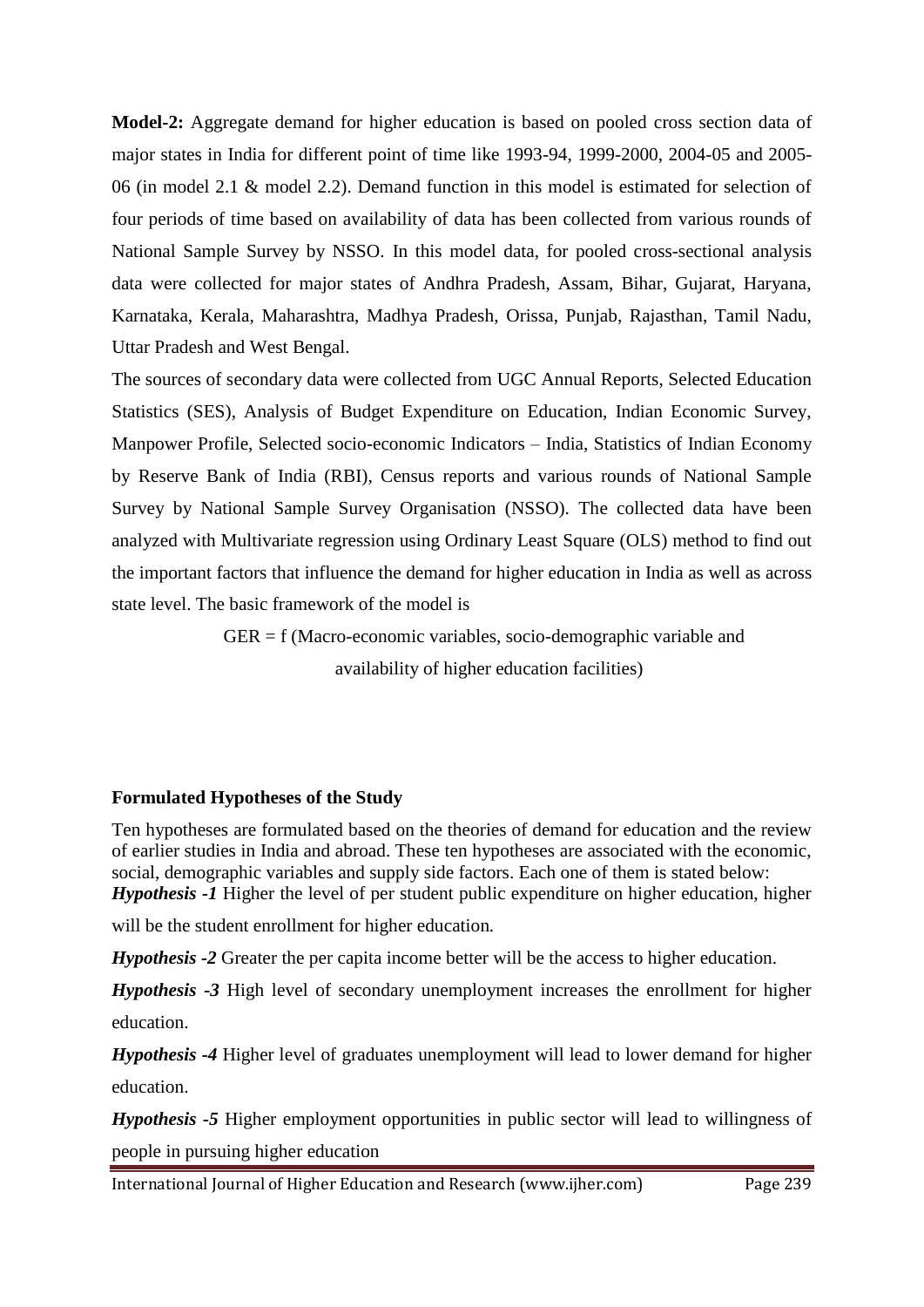**Model-2:** Aggregate demand for higher education is based on pooled cross section data of major states in India for different point of time like 1993-94, 1999-2000, 2004-05 and 2005-06 (in model 2.1 & model 2.2). Demand function in this model is estimated for selection of four periods of time based on availability of data has been collected from various rounds of National Sample Survey by NSSO. In this model data, for pooled cross-sectional analysis data were collected for major states of Andhra Pradesh, Assam, Bihar, Gujarat, Haryana, Karnataka, Kerala, Maharashtra, Madhya Pradesh, Orissa, Punjab, Rajasthan, Tamil Nadu, Uttar Pradesh and West Bengal.

The sources of secondary data were collected from UGC Annual Reports, Selected Education Statistics (SES), Analysis of Budget Expenditure on Education, Indian Economic Survey, Manpower Profile, Selected socio-economic Indicators – India, Statistics of Indian Economy by Reserve Bank of India (RBI), Census reports and various rounds of National Sample Survey by National Sample Survey Organisation (NSSO). The collected data have been analyzed with Multivariate regression using Ordinary Least Square (OLS) method to find out the important factors that influence the demand for higher education in India as well as across state level. The basic framework of the model is

GER = f (Macro-economic variables, socio-demographic variable and availability of higher education facilities)

**Formulated Hypotheses of the Study**

Ten hypotheses are formulated based on the theories of demand for education and the review of earlier studies in India and abroad. These ten hypotheses are associated with the economic, social, demographic variables and supply side factors. Each one of them is stated below:

***Hypothesis -1*** Higher the level of per student public expenditure on higher education, higher will be the student enrollment for higher education.

***Hypothesis -2*** Greater the per capita income better will be the access to higher education.

***Hypothesis -3*** High level of secondary unemployment increases the enrollment for higher education.

***Hypothesis -4*** Higher level of graduates unemployment will lead to lower demand for higher education.

***Hypothesis -5*** Higher employment opportunities in public sector will lead to willingness of people in pursuing higher education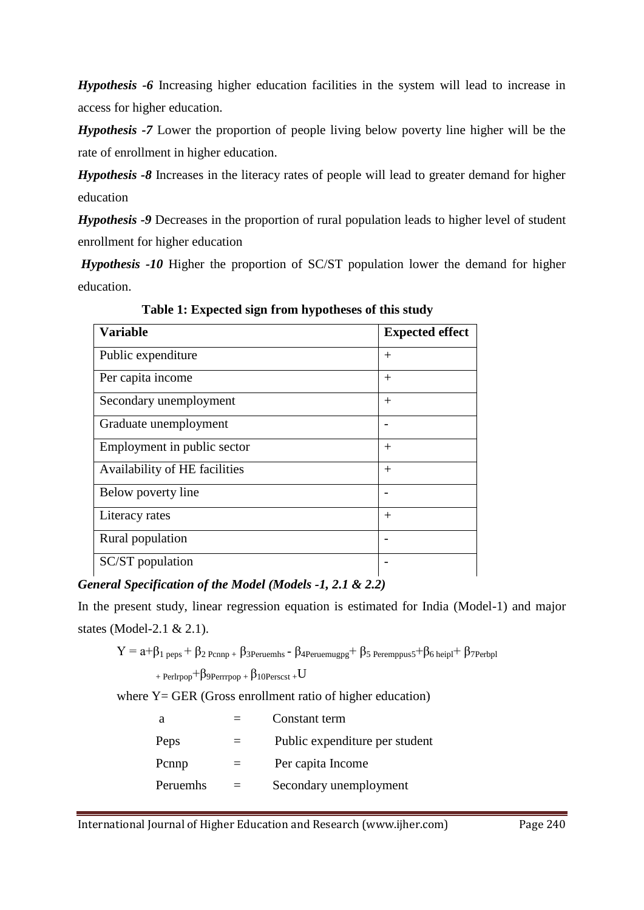***Hypothesis -6*** Increasing higher education facilities in the system will lead to increase in access for higher education.

***Hypothesis -7*** Lower the proportion of people living below poverty line higher will be the rate of enrollment in higher education.

***Hypothesis -8*** Increases in the literacy rates of people will lead to greater demand for higher education

***Hypothesis -9*** Decreases in the proportion of rural population leads to higher level of student enrollment for higher education

***Hypothesis -10*** Higher the proportion of SC/ST population lower the demand for higher education.

**Table 1: Expected sign from hypotheses of this study**

| Variable | Expected effect |
|---|---|
| Public expenditure | + |
| Per capita income | + |
| Secondary unemployment | + |
| Graduate unemployment | - |
| Employment in public sector | + |
| Availability of HE facilities | + |
| Below poverty line | - |
| Literacy rates | + |
| Rural population | - |
| SC/ST population | - |

***General Specification of the Model (Models -1, 2.1 & 2.2)***

In the present study, linear regression equation is estimated for India (Model-1) and major states (Model-2.1 & 2.1).

$$Y = a+\beta_{1\ peps} + \beta_{2\ Pcnnp} + \beta_{3Peruemhs} - \beta_{4Peruemugpg} + \beta_{5\ Peremppus5} + \beta_{6\ heipl} + \beta_{7Perbpl} + {}_{Perlrpop} + \beta_{9Perrrpop} + \beta_{10Perscst} + U$$

where Y= GER (Gross enrollment ratio of higher education)

| | | |
|---|---|---|
| a | = | Constant term |
| Peps | = | Public expenditure per student |
| Pcnnp | = | Per capita Income |
| Peruemhs | = | Secondary unemployment |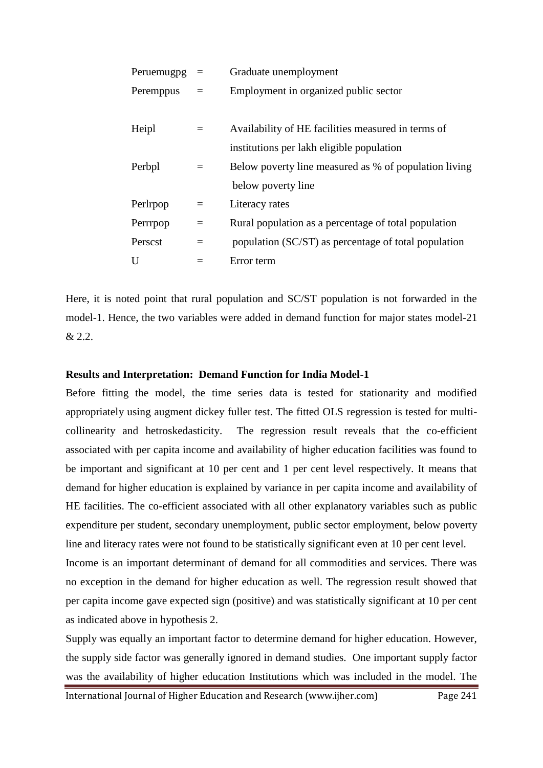| | | |
|---|---|---|
| Peruemugpg | = | Graduate unemployment |
| Peremppus | = | Employment in organized public sector |
| Heipl | = | Availability of HE facilities measured in terms of institutions per lakh eligible population |
| Perbpl | = | Below poverty line measured as % of population living below poverty line |
| Perlrpop | = | Literacy rates |
| Perrrpop | = | Rural population as a percentage of total population |
| Perscst | = | population (SC/ST) as percentage of total population |
| U | = | Error term |

Here, it is noted point that rural population and SC/ST population is not forwarded in the model-1. Hence, the two variables were added in demand function for major states model-21 & 2.2.

**Results and Interpretation: Demand Function for India Model-1**

Before fitting the model, the time series data is tested for stationarity and modified appropriately using augment dickey fuller test. The fitted OLS regression is tested for multi-collinearity and hetroskedasticity. The regression result reveals that the co-efficient associated with per capita income and availability of higher education facilities was found to be important and significant at 10 per cent and 1 per cent level respectively. It means that demand for higher education is explained by variance in per capita income and availability of HE facilities. The co-efficient associated with all other explanatory variables such as public expenditure per student, secondary unemployment, public sector employment, below poverty line and literacy rates were not found to be statistically significant even at 10 per cent level.

Income is an important determinant of demand for all commodities and services. There was no exception in the demand for higher education as well. The regression result showed that per capita income gave expected sign (positive) and was statistically significant at 10 per cent as indicated above in hypothesis 2.

Supply was equally an important factor to determine demand for higher education. However, the supply side factor was generally ignored in demand studies. One important supply factor was the availability of higher education Institutions which was included in the model. The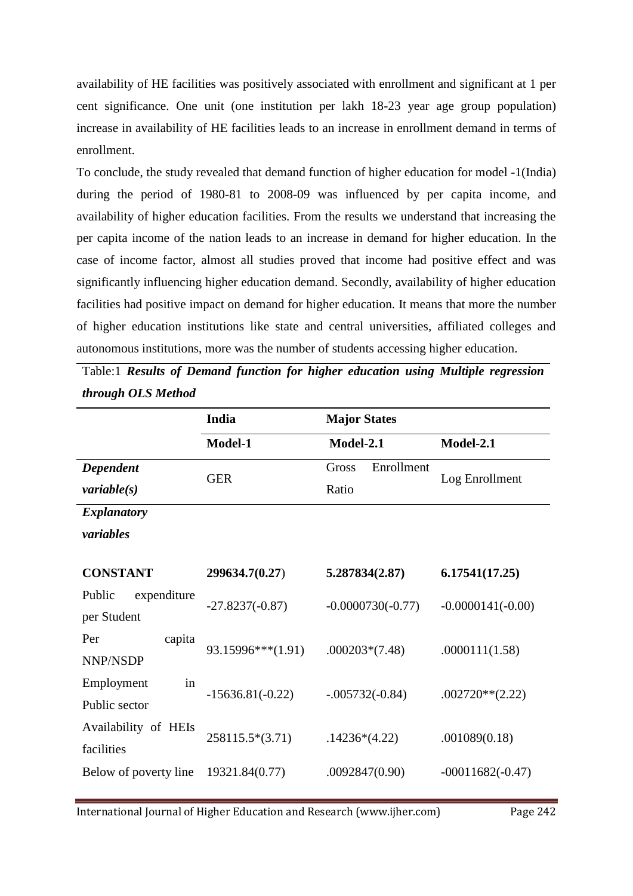availability of HE facilities was positively associated with enrollment and significant at 1 per cent significance. One unit (one institution per lakh 18-23 year age group population) increase in availability of HE facilities leads to an increase in enrollment demand in terms of enrollment.

To conclude, the study revealed that demand function of higher education for model -1(India) during the period of 1980-81 to 2008-09 was influenced by per capita income, and availability of higher education facilities. From the results we understand that increasing the per capita income of the nation leads to an increase in demand for higher education. In the case of income factor, almost all studies proved that income had positive effect and was significantly influencing higher education demand. Secondly, availability of higher education facilities had positive impact on demand for higher education. It means that more the number of higher education institutions like state and central universities, affiliated colleges and autonomous institutions, more was the number of students accessing higher education.

Table:1 ***Results of Demand function for higher education using Multiple regression through OLS Method***

| | **India** | **Major States** | |
|---|---|---|---|
| | **Model-1** | **Model-2.1** | **Model-2.1** |
| ***Dependent variable(s)*** | GER | Gross Enrollment Ratio | Log Enrollment |
| ***Explanatory variables*** | | | |
| **CONSTANT** | **299634.7(0.27)** | **5.287834(2.87)** | **6.17541(17.25)** |
| Public expenditure per Student | -27.8237(-0.87) | -0.0000730(-0.77) | -0.0000141(-0.00) |
| Per capita NNP/NSDP | 93.15996***(1.91) | .000203*(7.48) | .0000111(1.58) |
| Employment in Public sector | -15636.81(-0.22) | -.005732(-0.84) | .002720**(2.22) |
| Availability of HEIs facilities | 258115.5*(3.71) | .14236*(4.22) | .001089(0.18) |
| Below of poverty line | 19321.84(0.77) | .0092847(0.90) | -00011682(-0.47) |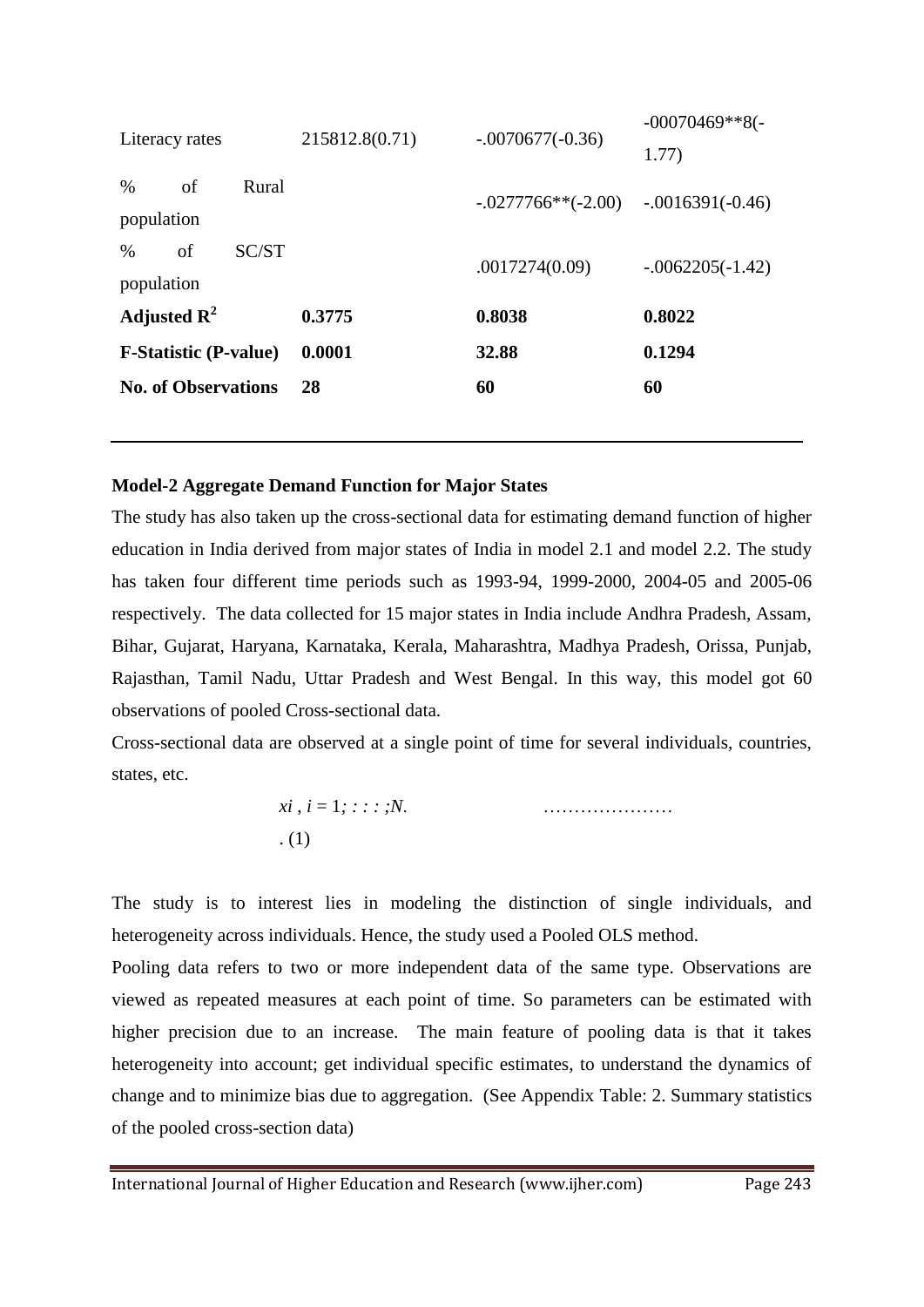| Literacy rates | 215812.8(0.71) | -.0070677(-0.36) | -00070469**8(-1.77) |
|---|---|---|---|
| % of Rural population | | -.0277766**(-2.00) | -.0016391(-0.46) |
| % of SC/ST population | | .0017274(0.09) | -.0062205(-1.42) |
| **Adjusted $R^2$** | **0.3775** | **0.8038** | **0.8022** |
| **F-Statistic (P-value)** | **0.0001** | **32.88** | **0.1294** |
| **No. of Observations** | **28** | **60** | **60** |

**Model-2 Aggregate Demand Function for Major States**

The study has also taken up the cross-sectional data for estimating demand function of higher education in India derived from major states of India in model 2.1 and model 2.2. The study has taken four different time periods such as 1993-94, 1999-2000, 2004-05 and 2005-06 respectively. The data collected for 15 major states in India include Andhra Pradesh, Assam, Bihar, Gujarat, Haryana, Karnataka, Kerala, Maharashtra, Madhya Pradesh, Orissa, Punjab, Rajasthan, Tamil Nadu, Uttar Pradesh and West Bengal. In this way, this model got 60 observations of pooled Cross-sectional data.

Cross-sectional data are observed at a single point of time for several individuals, countries, states, etc.

$$x_i,\ i = 1; : : : ;N. \qquad \ldots\ldots\ldots\ldots\ldots\ldots\ldots (1)$$

The study is to interest lies in modeling the distinction of single individuals, and heterogeneity across individuals. Hence, the study used a Pooled OLS method.

Pooling data refers to two or more independent data of the same type. Observations are viewed as repeated measures at each point of time. So parameters can be estimated with higher precision due to an increase. The main feature of pooling data is that it takes heterogeneity into account; get individual specific estimates, to understand the dynamics of change and to minimize bias due to aggregation. (See Appendix Table: 2. Summary statistics of the pooled cross-section data)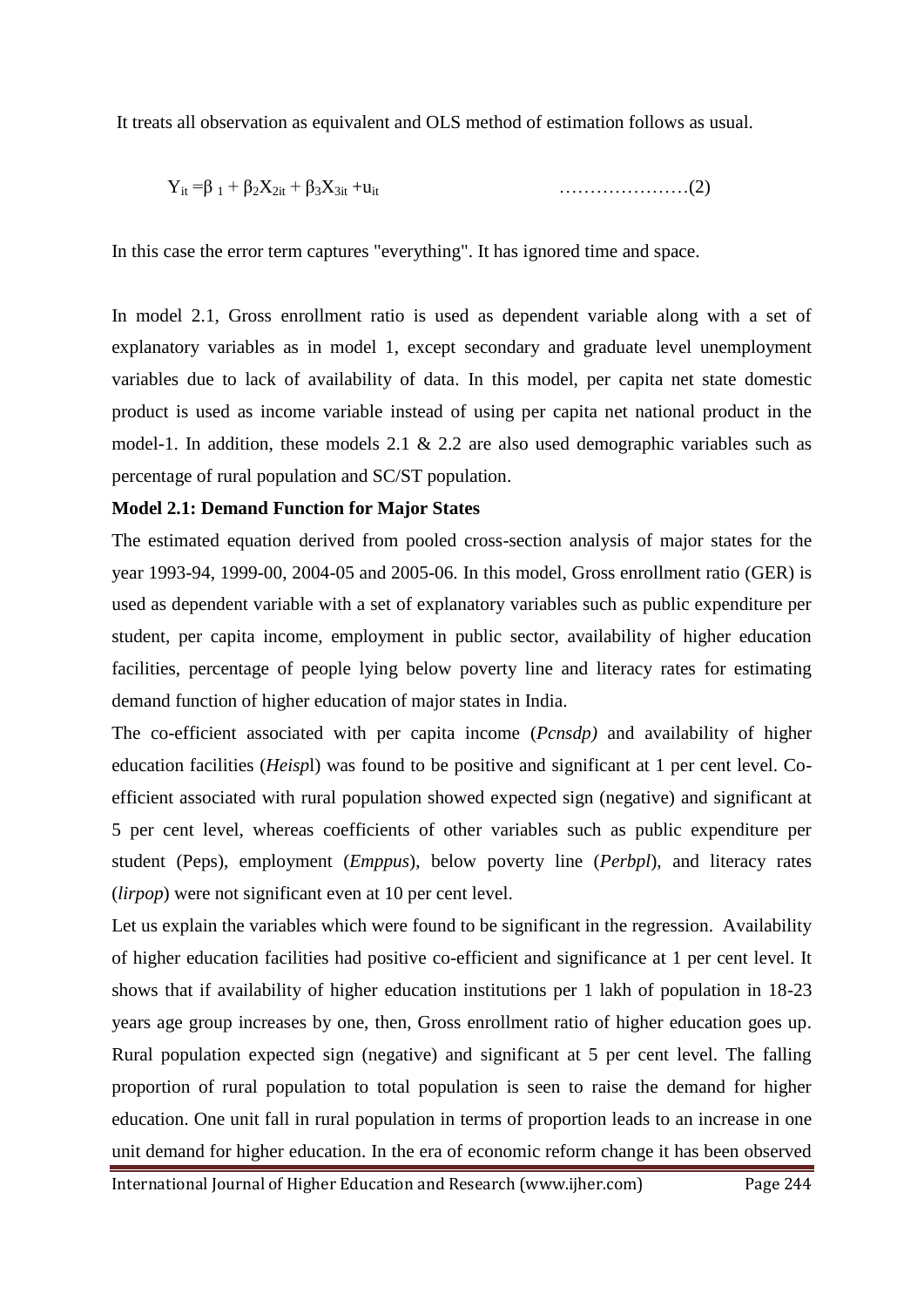It treats all observation as equivalent and OLS method of estimation follows as usual.

$$Y_{it} = \beta_1 + \beta_2 X_{2it} + \beta_3 X_{3it} + u_{it} \qquad \ldots\ldots\ldots\ldots\ldots\ldots(2)$$

In this case the error term captures "everything". It has ignored time and space.

In model 2.1, Gross enrollment ratio is used as dependent variable along with a set of explanatory variables as in model 1, except secondary and graduate level unemployment variables due to lack of availability of data. In this model, per capita net state domestic product is used as income variable instead of using per capita net national product in the model-1. In addition, these models 2.1 & 2.2 are also used demographic variables such as percentage of rural population and SC/ST population.

**Model 2.1: Demand Function for Major States**

The estimated equation derived from pooled cross-section analysis of major states for the year 1993-94, 1999-00, 2004-05 and 2005-06. In this model, Gross enrollment ratio (GER) is used as dependent variable with a set of explanatory variables such as public expenditure per student, per capita income, employment in public sector, availability of higher education facilities, percentage of people lying below poverty line and literacy rates for estimating demand function of higher education of major states in India.

The co-efficient associated with per capita income (*Pcnsdp)* and availability of higher education facilities (*Heisp*l) was found to be positive and significant at 1 per cent level. Co-efficient associated with rural population showed expected sign (negative) and significant at 5 per cent level, whereas coefficients of other variables such as public expenditure per student (Peps), employment (*Emppus*), below poverty line (*Perbpl*), and literacy rates (*lirpop*) were not significant even at 10 per cent level.

Let us explain the variables which were found to be significant in the regression. Availability of higher education facilities had positive co-efficient and significance at 1 per cent level. It shows that if availability of higher education institutions per 1 lakh of population in 18-23 years age group increases by one, then, Gross enrollment ratio of higher education goes up. Rural population expected sign (negative) and significant at 5 per cent level. The falling proportion of rural population to total population is seen to raise the demand for higher education. One unit fall in rural population in terms of proportion leads to an increase in one unit demand for higher education. In the era of economic reform change it has been observed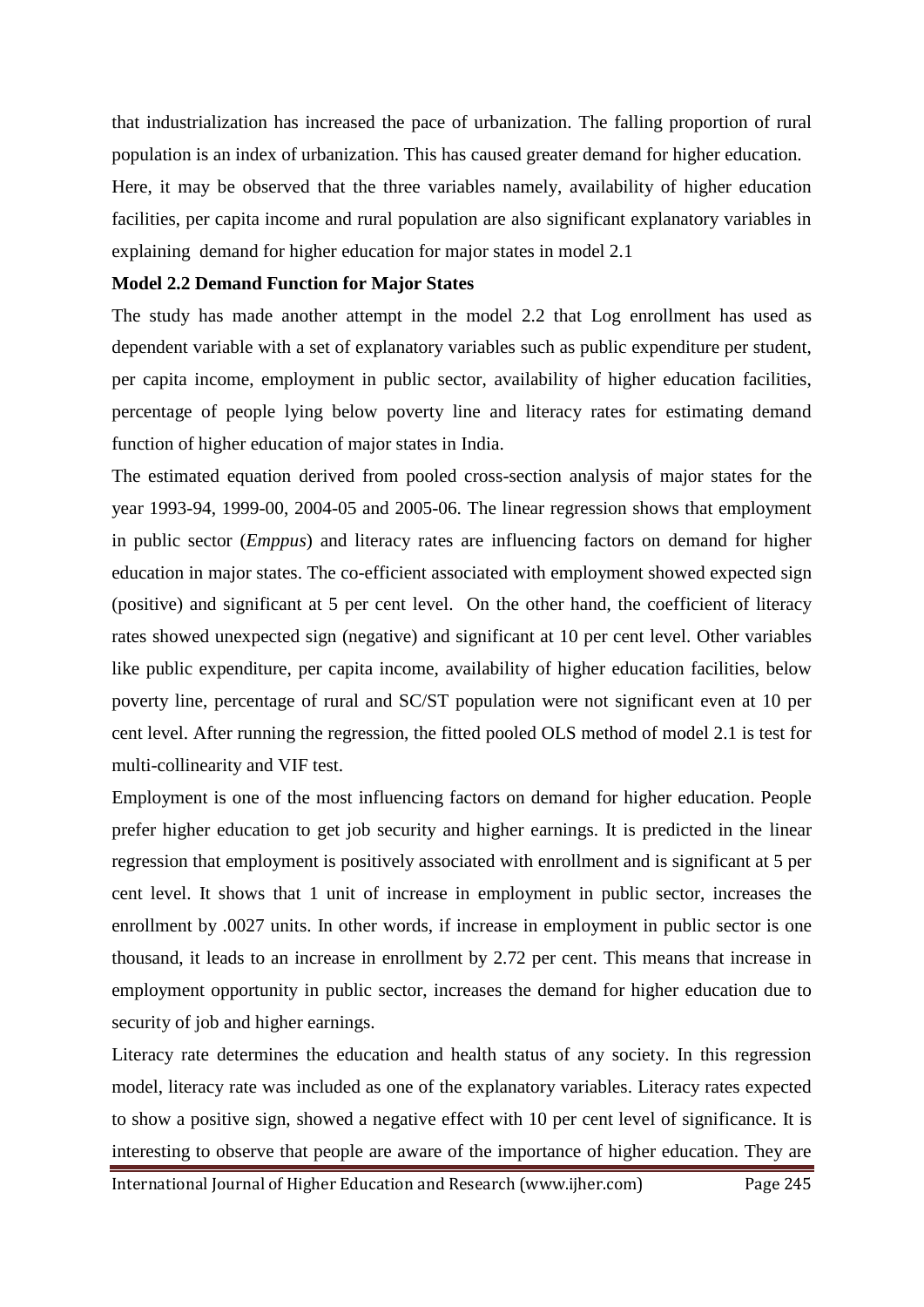that industrialization has increased the pace of urbanization. The falling proportion of rural population is an index of urbanization. This has caused greater demand for higher education.

Here, it may be observed that the three variables namely, availability of higher education facilities, per capita income and rural population are also significant explanatory variables in explaining demand for higher education for major states in model 2.1

**Model 2.2 Demand Function for Major States**

The study has made another attempt in the model 2.2 that Log enrollment has used as dependent variable with a set of explanatory variables such as public expenditure per student, per capita income, employment in public sector, availability of higher education facilities, percentage of people lying below poverty line and literacy rates for estimating demand function of higher education of major states in India.

The estimated equation derived from pooled cross-section analysis of major states for the year 1993-94, 1999-00, 2004-05 and 2005-06. The linear regression shows that employment in public sector (*Emppus*) and literacy rates are influencing factors on demand for higher education in major states. The co-efficient associated with employment showed expected sign (positive) and significant at 5 per cent level. On the other hand, the coefficient of literacy rates showed unexpected sign (negative) and significant at 10 per cent level. Other variables like public expenditure, per capita income, availability of higher education facilities, below poverty line, percentage of rural and SC/ST population were not significant even at 10 per cent level. After running the regression, the fitted pooled OLS method of model 2.1 is test for multi-collinearity and VIF test.

Employment is one of the most influencing factors on demand for higher education. People prefer higher education to get job security and higher earnings. It is predicted in the linear regression that employment is positively associated with enrollment and is significant at 5 per cent level. It shows that 1 unit of increase in employment in public sector, increases the enrollment by .0027 units. In other words, if increase in employment in public sector is one thousand, it leads to an increase in enrollment by 2.72 per cent. This means that increase in employment opportunity in public sector, increases the demand for higher education due to security of job and higher earnings.

Literacy rate determines the education and health status of any society. In this regression model, literacy rate was included as one of the explanatory variables. Literacy rates expected to show a positive sign, showed a negative effect with 10 per cent level of significance. It is interesting to observe that people are aware of the importance of higher education. They are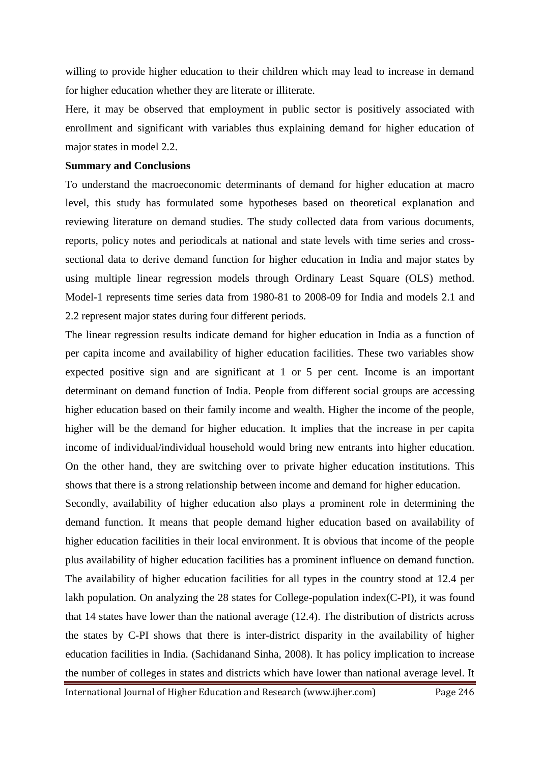willing to provide higher education to their children which may lead to increase in demand for higher education whether they are literate or illiterate.

Here, it may be observed that employment in public sector is positively associated with enrollment and significant with variables thus explaining demand for higher education of major states in model 2.2.

**Summary and Conclusions**

To understand the macroeconomic determinants of demand for higher education at macro level, this study has formulated some hypotheses based on theoretical explanation and reviewing literature on demand studies. The study collected data from various documents, reports, policy notes and periodicals at national and state levels with time series and cross-sectional data to derive demand function for higher education in India and major states by using multiple linear regression models through Ordinary Least Square (OLS) method. Model-1 represents time series data from 1980-81 to 2008-09 for India and models 2.1 and 2.2 represent major states during four different periods.

The linear regression results indicate demand for higher education in India as a function of per capita income and availability of higher education facilities. These two variables show expected positive sign and are significant at 1 or 5 per cent. Income is an important determinant on demand function of India. People from different social groups are accessing higher education based on their family income and wealth. Higher the income of the people, higher will be the demand for higher education. It implies that the increase in per capita income of individual/individual household would bring new entrants into higher education. On the other hand, they are switching over to private higher education institutions. This shows that there is a strong relationship between income and demand for higher education.

Secondly, availability of higher education also plays a prominent role in determining the demand function. It means that people demand higher education based on availability of higher education facilities in their local environment. It is obvious that income of the people plus availability of higher education facilities has a prominent influence on demand function. The availability of higher education facilities for all types in the country stood at 12.4 per lakh population. On analyzing the 28 states for College-population index(C-PI), it was found that 14 states have lower than the national average (12.4). The distribution of districts across the states by C-PI shows that there is inter-district disparity in the availability of higher education facilities in India. (Sachidanand Sinha, 2008). It has policy implication to increase the number of colleges in states and districts which have lower than national average level. It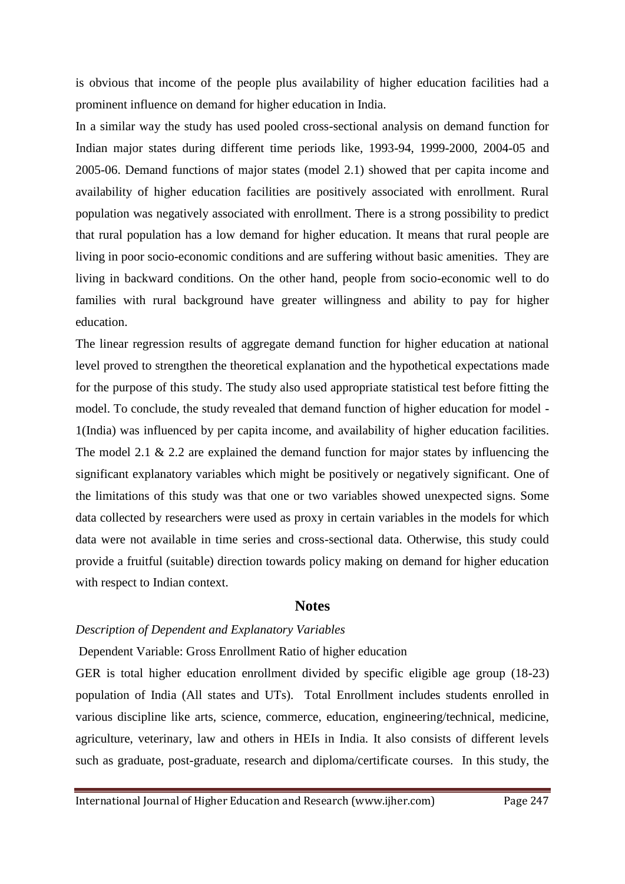is obvious that income of the people plus availability of higher education facilities had a prominent influence on demand for higher education in India.

In a similar way the study has used pooled cross-sectional analysis on demand function for Indian major states during different time periods like, 1993-94, 1999-2000, 2004-05 and 2005-06. Demand functions of major states (model 2.1) showed that per capita income and availability of higher education facilities are positively associated with enrollment. Rural population was negatively associated with enrollment. There is a strong possibility to predict that rural population has a low demand for higher education. It means that rural people are living in poor socio-economic conditions and are suffering without basic amenities. They are living in backward conditions. On the other hand, people from socio-economic well to do families with rural background have greater willingness and ability to pay for higher education.

The linear regression results of aggregate demand function for higher education at national level proved to strengthen the theoretical explanation and the hypothetical expectations made for the purpose of this study. The study also used appropriate statistical test before fitting the model. To conclude, the study revealed that demand function of higher education for model - 1(India) was influenced by per capita income, and availability of higher education facilities. The model 2.1 & 2.2 are explained the demand function for major states by influencing the significant explanatory variables which might be positively or negatively significant. One of the limitations of this study was that one or two variables showed unexpected signs. Some data collected by researchers were used as proxy in certain variables in the models for which data were not available in time series and cross-sectional data. Otherwise, this study could provide a fruitful (suitable) direction towards policy making on demand for higher education with respect to Indian context.

## Notes

*Description of Dependent and Explanatory Variables*

Dependent Variable: Gross Enrollment Ratio of higher education

GER is total higher education enrollment divided by specific eligible age group (18-23) population of India (All states and UTs). Total Enrollment includes students enrolled in various discipline like arts, science, commerce, education, engineering/technical, medicine, agriculture, veterinary, law and others in HEIs in India. It also consists of different levels such as graduate, post-graduate, research and diploma/certificate courses. In this study, the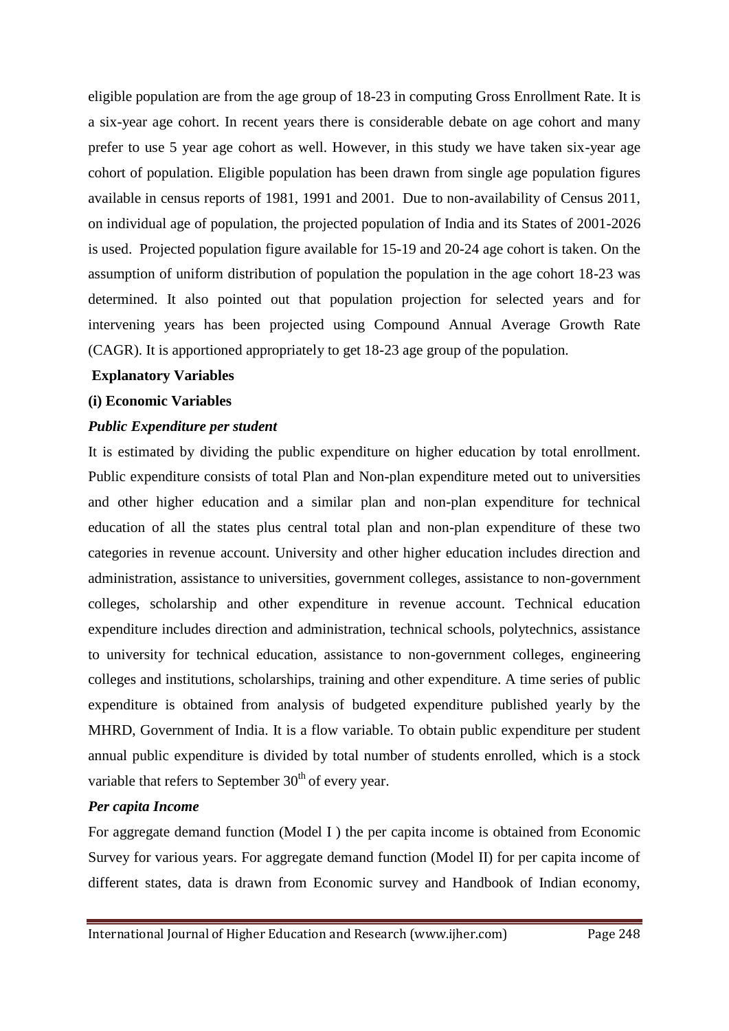eligible population are from the age group of 18-23 in computing Gross Enrollment Rate. It is a six-year age cohort. In recent years there is considerable debate on age cohort and many prefer to use 5 year age cohort as well. However, in this study we have taken six-year age cohort of population. Eligible population has been drawn from single age population figures available in census reports of 1981, 1991 and 2001. Due to non-availability of Census 2011, on individual age of population, the projected population of India and its States of 2001-2026 is used. Projected population figure available for 15-19 and 20-24 age cohort is taken. On the assumption of uniform distribution of population the population in the age cohort 18-23 was determined. It also pointed out that population projection for selected years and for intervening years has been projected using Compound Annual Average Growth Rate (CAGR). It is apportioned appropriately to get 18-23 age group of the population.

**Explanatory Variables**

**(i) Economic Variables**

***Public Expenditure per student***

It is estimated by dividing the public expenditure on higher education by total enrollment. Public expenditure consists of total Plan and Non-plan expenditure meted out to universities and other higher education and a similar plan and non-plan expenditure for technical education of all the states plus central total plan and non-plan expenditure of these two categories in revenue account. University and other higher education includes direction and administration, assistance to universities, government colleges, assistance to non-government colleges, scholarship and other expenditure in revenue account. Technical education expenditure includes direction and administration, technical schools, polytechnics, assistance to university for technical education, assistance to non-government colleges, engineering colleges and institutions, scholarships, training and other expenditure. A time series of public expenditure is obtained from analysis of budgeted expenditure published yearly by the MHRD, Government of India. It is a flow variable. To obtain public expenditure per student annual public expenditure is divided by total number of students enrolled, which is a stock variable that refers to September 30th of every year.

***Per capita Income***

For aggregate demand function (Model I ) the per capita income is obtained from Economic Survey for various years. For aggregate demand function (Model II) for per capita income of different states, data is drawn from Economic survey and Handbook of Indian economy,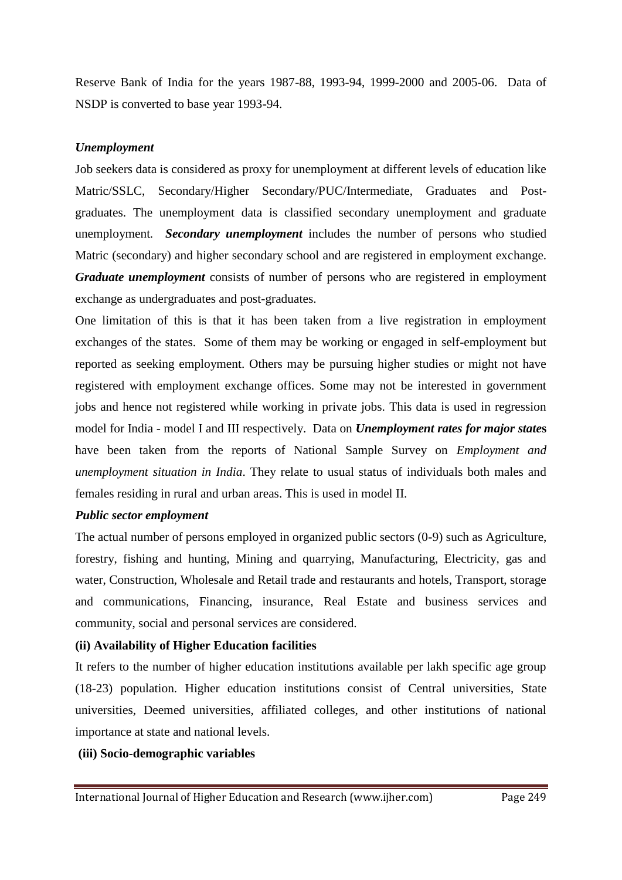Reserve Bank of India for the years 1987-88, 1993-94, 1999-2000 and 2005-06. Data of NSDP is converted to base year 1993-94.

### *Unemployment*

Job seekers data is considered as proxy for unemployment at different levels of education like Matric/SSLC, Secondary/Higher Secondary/PUC/Intermediate, Graduates and Post-graduates. The unemployment data is classified secondary unemployment and graduate unemployment. ***Secondary unemployment*** includes the number of persons who studied Matric (secondary) and higher secondary school and are registered in employment exchange. ***Graduate unemployment*** consists of number of persons who are registered in employment exchange as undergraduates and post-graduates.

One limitation of this is that it has been taken from a live registration in employment exchanges of the states. Some of them may be working or engaged in self-employment but reported as seeking employment. Others may be pursuing higher studies or might not have registered with employment exchange offices. Some may not be interested in government jobs and hence not registered while working in private jobs. This data is used in regression model for India - model I and III respectively. Data on ***Unemployment rates for major state*****s** have been taken from the reports of National Sample Survey on *Employment and unemployment situation in India*. They relate to usual status of individuals both males and females residing in rural and urban areas. This is used in model II.

### *Public sector employment*

The actual number of persons employed in organized public sectors (0-9) such as Agriculture, forestry, fishing and hunting, Mining and quarrying, Manufacturing, Electricity, gas and water, Construction, Wholesale and Retail trade and restaurants and hotels, Transport, storage and communications, Financing, insurance, Real Estate and business services and community, social and personal services are considered.

### (ii) Availability of Higher Education facilities

It refers to the number of higher education institutions available per lakh specific age group (18-23) population. Higher education institutions consist of Central universities, State universities, Deemed universities, affiliated colleges, and other institutions of national importance at state and national levels.

### (iii) Socio-demographic variables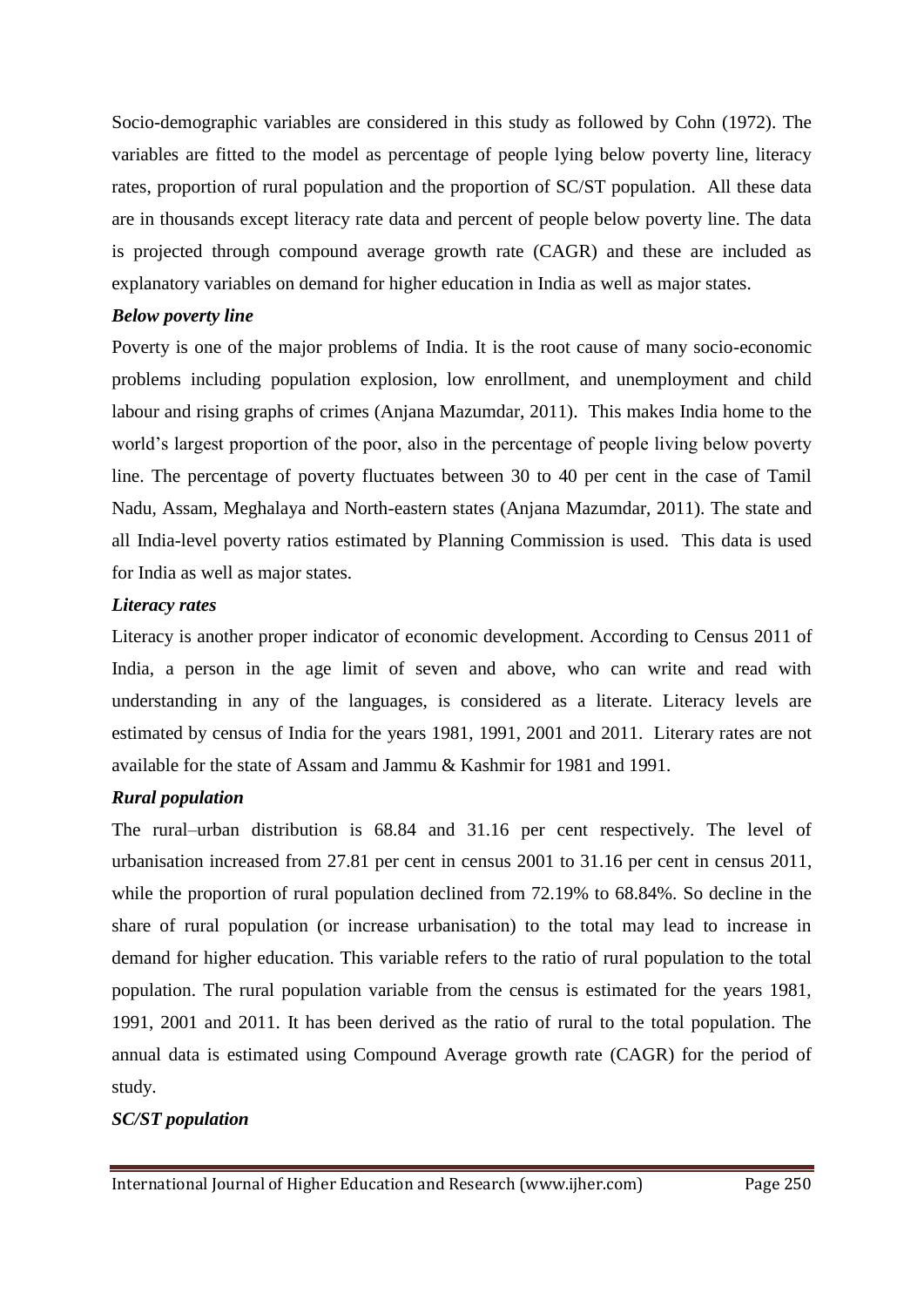Socio-demographic variables are considered in this study as followed by Cohn (1972). The variables are fitted to the model as percentage of people lying below poverty line, literacy rates, proportion of rural population and the proportion of SC/ST population. All these data are in thousands except literacy rate data and percent of people below poverty line. The data is projected through compound average growth rate (CAGR) and these are included as explanatory variables on demand for higher education in India as well as major states.

***Below poverty line***

Poverty is one of the major problems of India. It is the root cause of many socio-economic problems including population explosion, low enrollment, and unemployment and child labour and rising graphs of crimes (Anjana Mazumdar, 2011). This makes India home to the world's largest proportion of the poor, also in the percentage of people living below poverty line. The percentage of poverty fluctuates between 30 to 40 per cent in the case of Tamil Nadu, Assam, Meghalaya and North-eastern states (Anjana Mazumdar, 2011). The state and all India-level poverty ratios estimated by Planning Commission is used. This data is used for India as well as major states.

***Literacy rates***

Literacy is another proper indicator of economic development. According to Census 2011 of India, a person in the age limit of seven and above, who can write and read with understanding in any of the languages, is considered as a literate. Literacy levels are estimated by census of India for the years 1981, 1991, 2001 and 2011. Literary rates are not available for the state of Assam and Jammu & Kashmir for 1981 and 1991.

***Rural population***

The rural–urban distribution is 68.84 and 31.16 per cent respectively. The level of urbanisation increased from 27.81 per cent in census 2001 to 31.16 per cent in census 2011, while the proportion of rural population declined from 72.19% to 68.84%. So decline in the share of rural population (or increase urbanisation) to the total may lead to increase in demand for higher education. This variable refers to the ratio of rural population to the total population. The rural population variable from the census is estimated for the years 1981, 1991, 2001 and 2011. It has been derived as the ratio of rural to the total population. The annual data is estimated using Compound Average growth rate (CAGR) for the period of study.

***SC/ST population***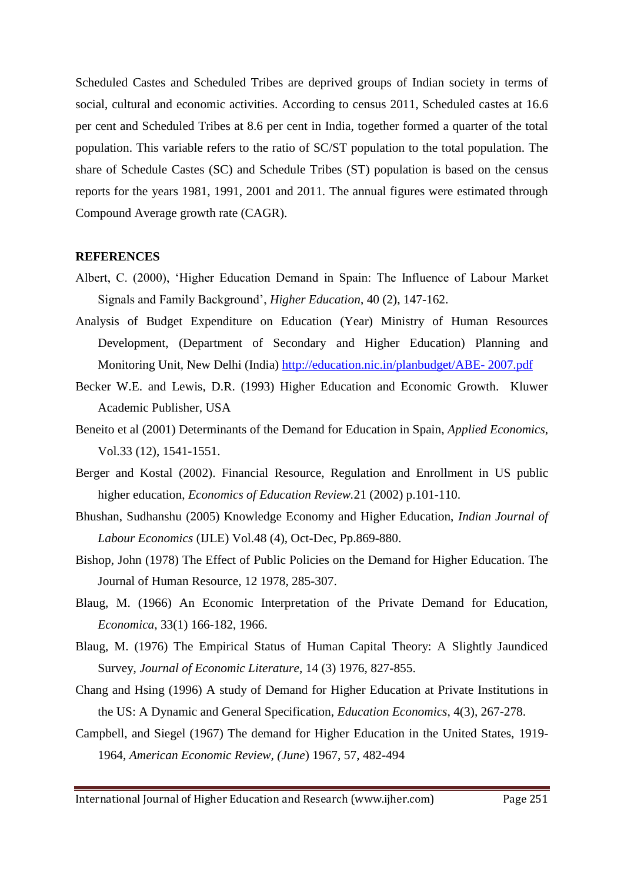Scheduled Castes and Scheduled Tribes are deprived groups of Indian society in terms of social, cultural and economic activities. According to census 2011, Scheduled castes at 16.6 per cent and Scheduled Tribes at 8.6 per cent in India, together formed a quarter of the total population. This variable refers to the ratio of SC/ST population to the total population. The share of Schedule Castes (SC) and Schedule Tribes (ST) population is based on the census reports for the years 1981, 1991, 2001 and 2011. The annual figures were estimated through Compound Average growth rate (CAGR).

**REFERENCES**

Albert, C. (2000), 'Higher Education Demand in Spain: The Influence of Labour Market Signals and Family Background', *Higher Education*, 40 (2), 147-162.

Analysis of Budget Expenditure on Education (Year) Ministry of Human Resources Development, (Department of Secondary and Higher Education) Planning and Monitoring Unit, New Delhi (India) http://education.nic.in/planbudget/ABE- 2007.pdf

Becker W.E. and Lewis, D.R. (1993) Higher Education and Economic Growth. Kluwer Academic Publisher, USA

Beneito et al (2001) Determinants of the Demand for Education in Spain, *Applied Economics*, Vol.33 (12), 1541-1551.

Berger and Kostal (2002). Financial Resource, Regulation and Enrollment in US public higher education, *Economics of Education Review*.21 (2002) p.101-110.

Bhushan, Sudhanshu (2005) Knowledge Economy and Higher Education, *Indian Journal of Labour Economics* (IJLE) Vol.48 (4), Oct-Dec, Pp.869-880.

Bishop, John (1978) The Effect of Public Policies on the Demand for Higher Education. The Journal of Human Resource, 12 1978, 285-307.

Blaug, M. (1966) An Economic Interpretation of the Private Demand for Education, *Economica*, 33(1) 166-182, 1966.

Blaug, M. (1976) The Empirical Status of Human Capital Theory: A Slightly Jaundiced Survey, *Journal of Economic Literature*, 14 (3) 1976, 827-855.

Chang and Hsing (1996) A study of Demand for Higher Education at Private Institutions in the US: A Dynamic and General Specification, *Education Economics*, 4(3), 267-278.

Campbell, and Siegel (1967) The demand for Higher Education in the United States, 1919-1964, *American Economic Review, (June*) 1967, 57, 482-494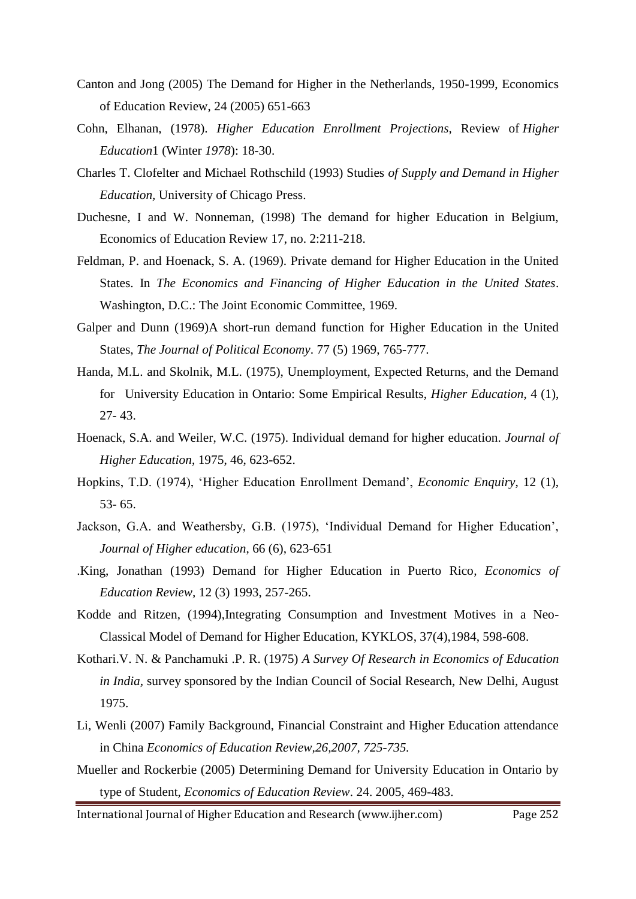Canton and Jong (2005) The Demand for Higher in the Netherlands, 1950-1999, Economics of Education Review, 24 (2005) 651-663

Cohn, Elhanan, (1978). *Higher Education Enrollment Projections,* Review of *Higher Education*1 (Winter *1978*): 18-30.

Charles T. Clofelter and Michael Rothschild (1993) Studies *of Supply and Demand in Higher Education,* University of Chicago Press.

Duchesne, I and W. Nonneman, (1998) The demand for higher Education in Belgium, Economics of Education Review 17, no. 2:211-218.

Feldman, P. and Hoenack, S. A. (1969). Private demand for Higher Education in the United States. In *The Economics and Financing of Higher Education in the United States*. Washington, D.C.: The Joint Economic Committee, 1969.

Galper and Dunn (1969)A short-run demand function for Higher Education in the United States, *The Journal of Political Economy*. 77 (5) 1969, 765-777.

Handa, M.L. and Skolnik, M.L. (1975), Unemployment, Expected Returns, and the Demand for University Education in Ontario: Some Empirical Results, *Higher Education*, 4 (1), 27- 43.

Hoenack, S.A. and Weiler, W.C. (1975). Individual demand for higher education. *Journal of Higher Education*, 1975, 46, 623-652.

Hopkins, T.D. (1974), 'Higher Education Enrollment Demand', *Economic Enquiry*, 12 (1), 53- 65.

Jackson, G.A. and Weathersby, G.B. (1975), 'Individual Demand for Higher Education', *Journal of Higher education*, 66 (6), 623-651

.King, Jonathan (1993) Demand for Higher Education in Puerto Rico, *Economics of Education Review*, 12 (3) 1993, 257-265.

Kodde and Ritzen, (1994),Integrating Consumption and Investment Motives in a Neo-Classical Model of Demand for Higher Education, KYKLOS, 37(4),1984, 598-608.

Kothari.V. N. & Panchamuki .P. R. (1975) *A Survey Of Research in Economics of Education in India,* survey sponsored by the Indian Council of Social Research, New Delhi, August 1975.

Li, Wenli (2007) Family Background, Financial Constraint and Higher Education attendance in China *Economics of Education Review,26,2007, 725-735.*

Mueller and Rockerbie (2005) Determining Demand for University Education in Ontario by type of Student, *Economics of Education Review*. 24. 2005, 469-483.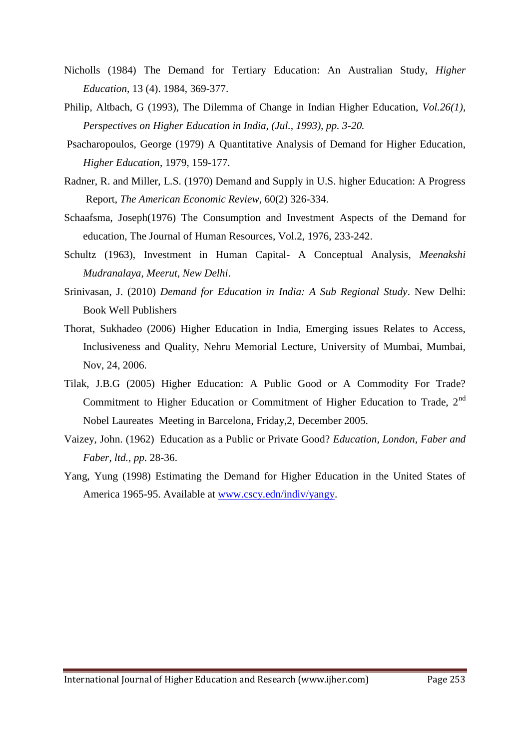Nicholls (1984) The Demand for Tertiary Education: An Australian Study, *Higher Education*, 13 (4). 1984, 369-377.

Philip, Altbach, G (1993), The Dilemma of Change in Indian Higher Education, *Vol.26(1), Perspectives on Higher Education in India, (Jul., 1993), pp. 3-20.*

Psacharopoulos, George (1979) A Quantitative Analysis of Demand for Higher Education, *Higher Education*, 1979, 159-177.

Radner, R. and Miller, L.S. (1970) Demand and Supply in U.S. higher Education: A Progress Report, *The American Economic Review*, 60(2) 326-334.

Schaafsma, Joseph(1976) The Consumption and Investment Aspects of the Demand for education, The Journal of Human Resources, Vol.2, 1976, 233-242.

Schultz (1963), Investment in Human Capital- A Conceptual Analysis, *Meenakshi Mudranalaya, Meerut, New Delhi*.

Srinivasan, J. (2010) *Demand for Education in India: A Sub Regional Study*. New Delhi: Book Well Publishers

Thorat, Sukhadeo (2006) Higher Education in India, Emerging issues Relates to Access, Inclusiveness and Quality, Nehru Memorial Lecture, University of Mumbai, Mumbai, Nov, 24, 2006.

Tilak, J.B.G (2005) Higher Education: A Public Good or A Commodity For Trade? Commitment to Higher Education or Commitment of Higher Education to Trade, 2nd Nobel Laureates Meeting in Barcelona, Friday,2, December 2005.

Vaizey, John. (1962) Education as a Public or Private Good? *Education, London, Faber and Faber, ltd., pp.* 28-36.

Yang, Yung (1998) Estimating the Demand for Higher Education in the United States of America 1965-95. Available at www.cscy.edn/indiv/yangy.